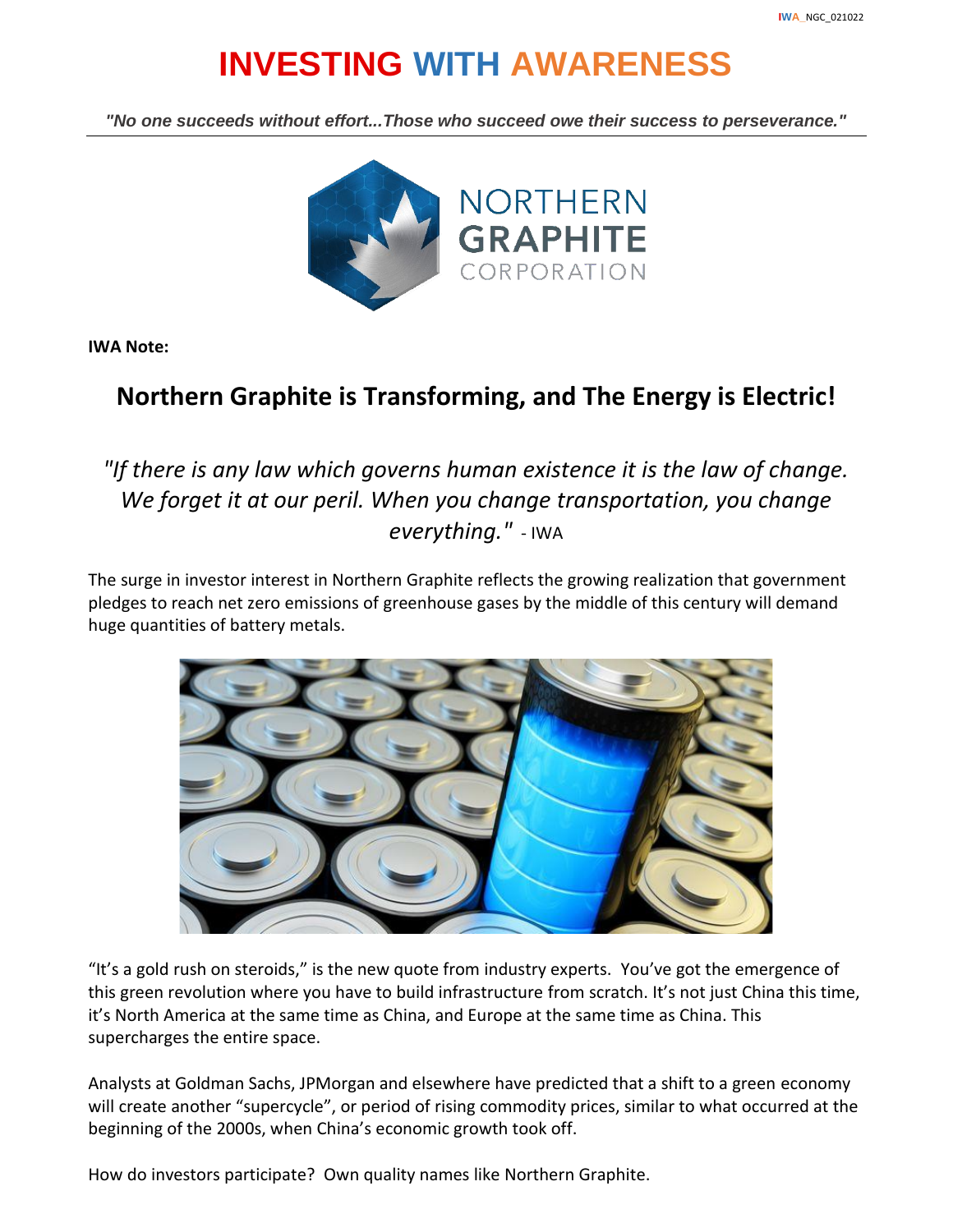# INVESTING WITH AWARENESS

***"No one succeeds without effort...Those who succeed owe their success to perseverance."***

NORTHERN GRAPHITE CORPORATION

**IWA Note:**

## Northern Graphite is Transforming, and The Energy is Electric!

*"If there is any law which governs human existence it is the law of change. We forget it at our peril. When you change transportation, you change everything."* - IWA

The surge in investor interest in Northern Graphite reflects the growing realization that government pledges to reach net zero emissions of greenhouse gases by the middle of this century will demand huge quantities of battery metals.

"It's a gold rush on steroids," is the new quote from industry experts. You've got the emergence of this green revolution where you have to build infrastructure from scratch. It's not just China this time, it's North America at the same time as China, and Europe at the same time as China. This supercharges the entire space.

Analysts at Goldman Sachs, JPMorgan and elsewhere have predicted that a shift to a green economy will create another "supercycle", or period of rising commodity prices, similar to what occurred at the beginning of the 2000s, when China's economic growth took off.

How do investors participate? Own quality names like Northern Graphite.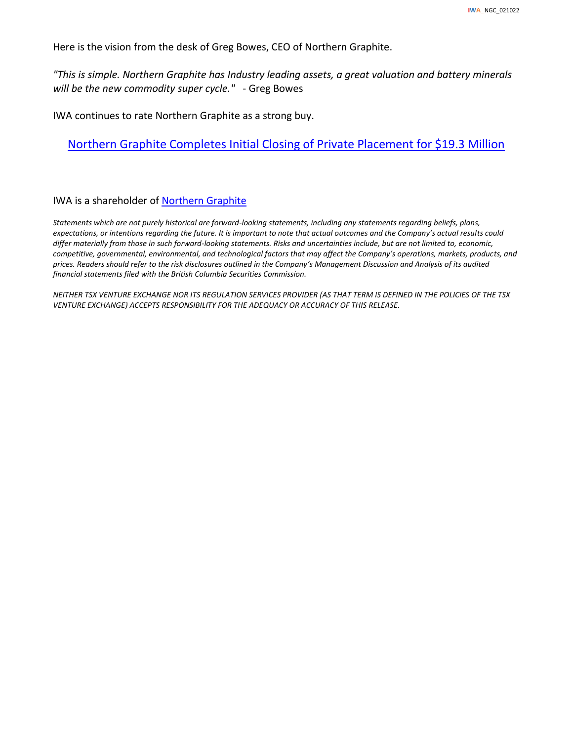Here is the vision from the desk of Greg Bowes, CEO of Northern Graphite.

*"This is simple. Northern Graphite has Industry leading assets, a great valuation and battery minerals will be the new commodity super cycle."* - Greg Bowes

IWA continues to rate Northern Graphite as a strong buy.

[Northern Graphite Completes Initial Closing of Private Placement for $19.3 Million]

IWA is a shareholder of [Northern Graphite]

*Statements which are not purely historical are forward-looking statements, including any statements regarding beliefs, plans, expectations, or intentions regarding the future. It is important to note that actual outcomes and the Company's actual results could differ materially from those in such forward-looking statements. Risks and uncertainties include, but are not limited to, economic, competitive, governmental, environmental, and technological factors that may affect the Company's operations, markets, products, and prices. Readers should refer to the risk disclosures outlined in the Company's Management Discussion and Analysis of its audited financial statements filed with the British Columbia Securities Commission.*

*NEITHER TSX VENTURE EXCHANGE NOR ITS REGULATION SERVICES PROVIDER (AS THAT TERM IS DEFINED IN THE POLICIES OF THE TSX VENTURE EXCHANGE) ACCEPTS RESPONSIBILITY FOR THE ADEQUACY OR ACCURACY OF THIS RELEASE.*